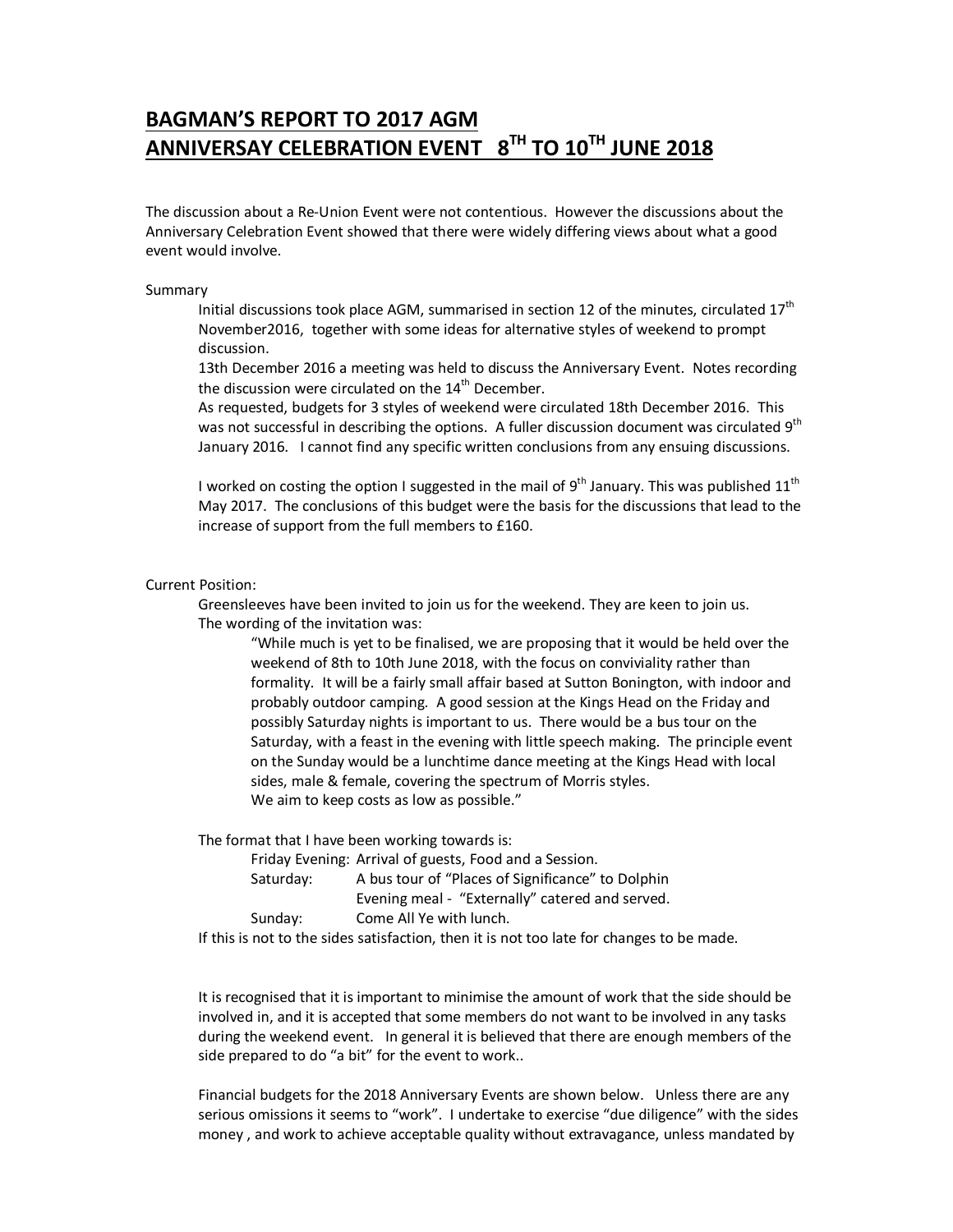# BAGMAN'S REPORT TO 2017 AGM
# ANNIVERSAY CELEBRATION EVENT 8TH TO 10TH JUNE 2018

The discussion about a Re-Union Event were not contentious. However the discussions about the Anniversary Celebration Event showed that there were widely differing views about what a good event would involve.

Summary

Initial discussions took place AGM, summarised in section 12 of the minutes, circulated 17th November2016, together with some ideas for alternative styles of weekend to prompt discussion.

13th December 2016 a meeting was held to discuss the Anniversary Event. Notes recording the discussion were circulated on the 14th December.

As requested, budgets for 3 styles of weekend were circulated 18th December 2016. This was not successful in describing the options. A fuller discussion document was circulated 9th January 2016. I cannot find any specific written conclusions from any ensuing discussions.

I worked on costing the option I suggested in the mail of 9th January. This was published 11th May 2017. The conclusions of this budget were the basis for the discussions that lead to the increase of support from the full members to £160.

Current Position:

Greensleeves have been invited to join us for the weekend. They are keen to join us. The wording of the invitation was:

> "While much is yet to be finalised, we are proposing that it would be held over the weekend of 8th to 10th June 2018, with the focus on conviviality rather than formality. It will be a fairly small affair based at Sutton Bonington, with indoor and probably outdoor camping. A good session at the Kings Head on the Friday and possibly Saturday nights is important to us. There would be a bus tour on the Saturday, with a feast in the evening with little speech making. The principle event on the Sunday would be a lunchtime dance meeting at the Kings Head with local sides, male & female, covering the spectrum of Morris styles.
> We aim to keep costs as low as possible."

The format that I have been working towards is:

| | |
|---|---|
| Friday Evening: | Arrival of guests, Food and a Session. |
| Saturday: | A bus tour of "Places of Significance" to Dolphin |
| | Evening meal - "Externally" catered and served. |
| Sunday: | Come All Ye with lunch. |

If this is not to the sides satisfaction, then it is not too late for changes to be made.

It is recognised that it is important to minimise the amount of work that the side should be involved in, and it is accepted that some members do not want to be involved in any tasks during the weekend event. In general it is believed that there are enough members of the side prepared to do "a bit" for the event to work..

Financial budgets for the 2018 Anniversary Events are shown below. Unless there are any serious omissions it seems to "work". I undertake to exercise "due diligence" with the sides money , and work to achieve acceptable quality without extravagance, unless mandated by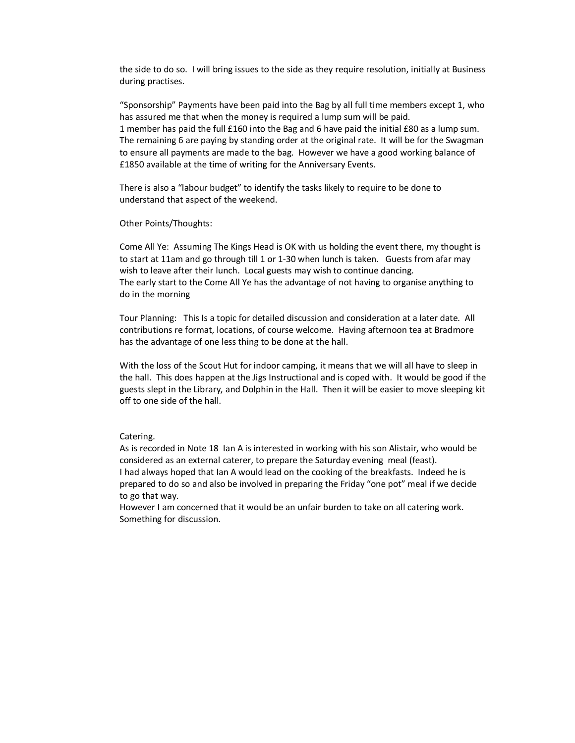the side to do so. I will bring issues to the side as they require resolution, initially at Business during practises.

"Sponsorship" Payments have been paid into the Bag by all full time members except 1, who has assured me that when the money is required a lump sum will be paid.
1 member has paid the full £160 into the Bag and 6 have paid the initial £80 as a lump sum. The remaining 6 are paying by standing order at the original rate. It will be for the Swagman to ensure all payments are made to the bag. However we have a good working balance of £1850 available at the time of writing for the Anniversary Events.

There is also a "labour budget" to identify the tasks likely to require to be done to understand that aspect of the weekend.

Other Points/Thoughts:

Come All Ye: Assuming The Kings Head is OK with us holding the event there, my thought is to start at 11am and go through till 1 or 1-30 when lunch is taken. Guests from afar may wish to leave after their lunch. Local guests may wish to continue dancing.
The early start to the Come All Ye has the advantage of not having to organise anything to do in the morning

Tour Planning: This Is a topic for detailed discussion and consideration at a later date. All contributions re format, locations, of course welcome. Having afternoon tea at Bradmore has the advantage of one less thing to be done at the hall.

With the loss of the Scout Hut for indoor camping, it means that we will all have to sleep in the hall. This does happen at the Jigs Instructional and is coped with. It would be good if the guests slept in the Library, and Dolphin in the Hall. Then it will be easier to move sleeping kit off to one side of the hall.

Catering.
As is recorded in Note 18 Ian A is interested in working with his son Alistair, who would be considered as an external caterer, to prepare the Saturday evening meal (feast).
I had always hoped that Ian A would lead on the cooking of the breakfasts. Indeed he is prepared to do so and also be involved in preparing the Friday "one pot" meal if we decide to go that way.
However I am concerned that it would be an unfair burden to take on all catering work. Something for discussion.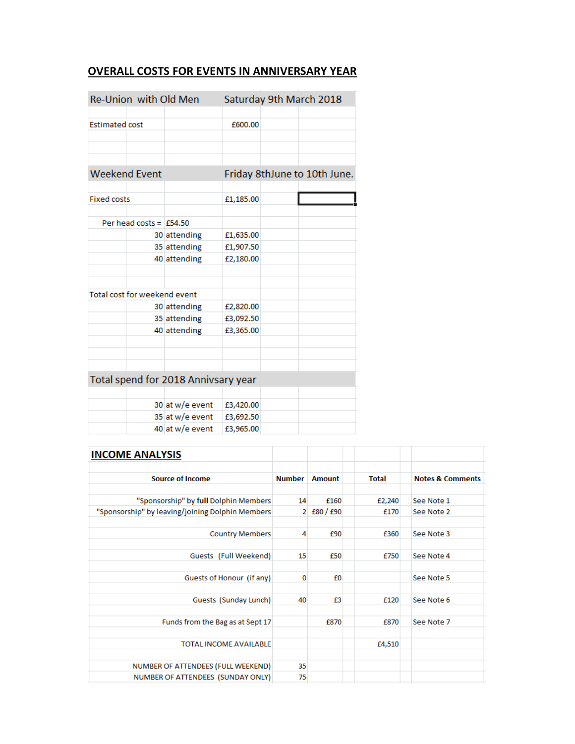## OVERALL COSTS FOR EVENTS IN ANNIVERSARY YEAR

| Re-Union with Old Men | | Saturday 9th March 2018 |
|---|---|---|
| Estimated cost | | £600.00 |
| | | |
| **Weekend Event** | | **Friday 8thJune to 10th June.** |
| Fixed costs | | £1,185.00 |
| Per head costs = | £54.50 | |
| 30 | attending | £1,635.00 |
| 35 | attending | £1,907.50 |
| 40 | attending | £2,180.00 |
| | | |
| Total cost for weekend event | | |
| 30 | attending | £2,820.00 |
| 35 | attending | £3,092.50 |
| 40 | attending | £3,365.00 |
| | | |
| **Total spend for 2018 Annivsary year** | | |
| 30 | at w/e event | £3,420.00 |
| 35 | at w/e event | £3,692.50 |
| 40 | at w/e event | £3,965.00 |

## INCOME ANALYSIS

| Source of Income | Number | Amount | Total | Notes & Comments |
|---|---|---|---|---|
| "Sponsorship" by **full** Dolphin Members | 14 | £160 | £2,240 | See Note 1 |
| "Sponsorship" by leaving/joining Dolphin Members | 2 | £80 / £90 | £170 | See Note 2 |
| Country Members | 4 | £90 | £360 | See Note 3 |
| Guests (Full Weekend) | 15 | £50 | £750 | See Note 4 |
| Guests of Honour (if any) | 0 | £0 | | See Note 5 |
| Guests (Sunday Lunch) | 40 | £3 | £120 | See Note 6 |
| Funds from the Bag as at Sept 17 | | £870 | £870 | See Note 7 |
| TOTAL INCOME AVAILABLE | | | £4,510 | |
| NUMBER OF ATTENDEES (FULL WEEKEND) | 35 | | | |
| NUMBER OF ATTENDEES (SUNDAY ONLY) | 75 | | | |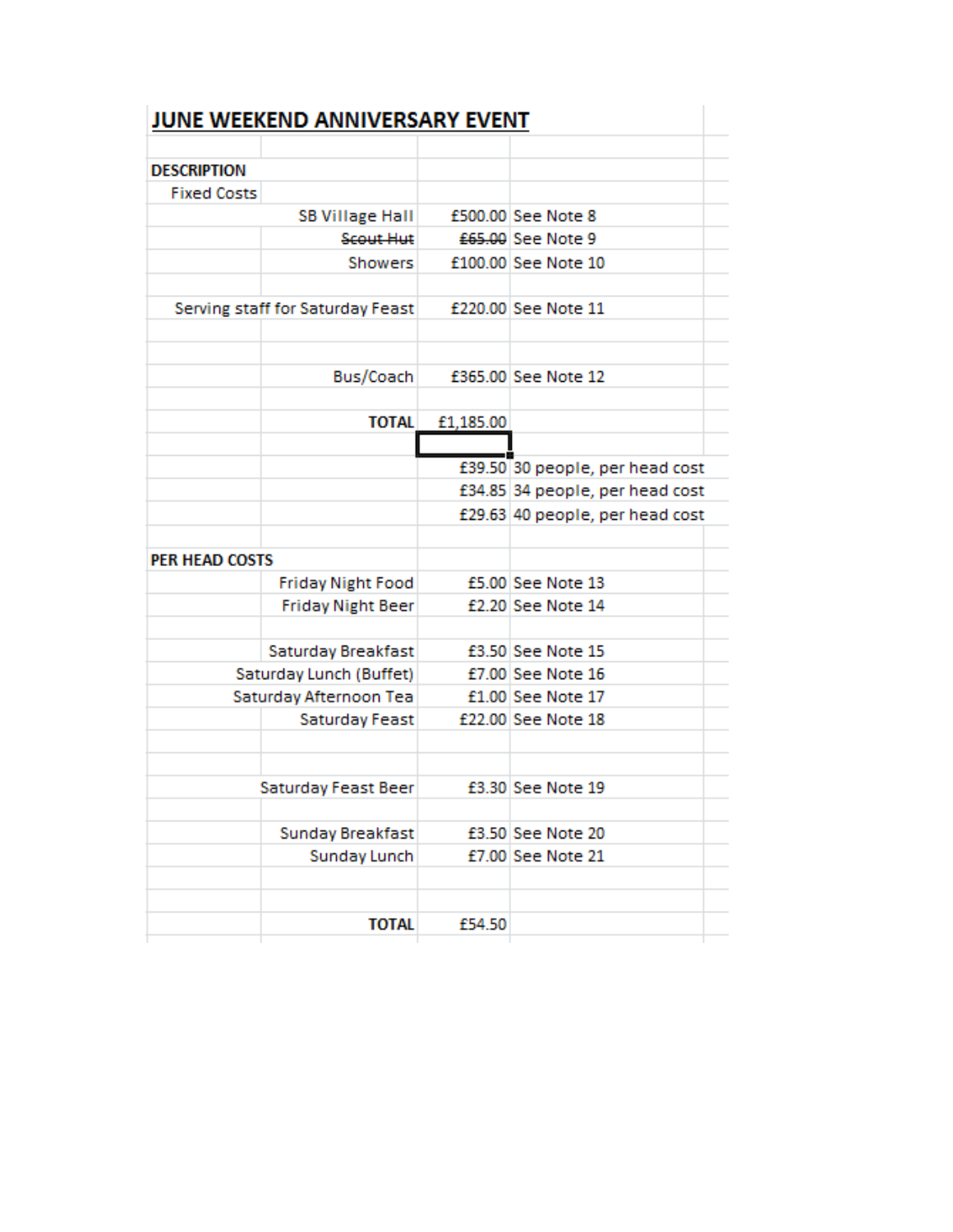# JUNE WEEKEND ANNIVERSARY EVENT

| | | | |
|---|---|---|---|
| **DESCRIPTION** | | | |
| Fixed Costs | | | |
| | SB Village Hall | £500.00 | See Note 8 |
| | ~~Scout Hut~~ | ~~£65.00~~ | See Note 9 |
| | Showers | £100.00 | See Note 10 |
| | | | |
| | Serving staff for Saturday Feast | £220.00 | See Note 11 |
| | | | |
| | | | |
| | Bus/Coach | £365.00 | See Note 12 |
| | | | |
| | **TOTAL** | £1,185.00 | |
| | | | |
| | | £39.50 | 30 people, per head cost |
| | | £34.85 | 34 people, per head cost |
| | | £29.63 | 40 people, per head cost |
| | | | |
| **PER HEAD COSTS** | | | |
| | Friday Night Food | £5.00 | See Note 13 |
| | Friday Night Beer | £2.20 | See Note 14 |
| | | | |
| | Saturday Breakfast | £3.50 | See Note 15 |
| | Saturday Lunch (Buffet) | £7.00 | See Note 16 |
| | Saturday Afternoon Tea | £1.00 | See Note 17 |
| | Saturday Feast | £22.00 | See Note 18 |
| | | | |
| | | | |
| | Saturday Feast Beer | £3.30 | See Note 19 |
| | | | |
| | Sunday Breakfast | £3.50 | See Note 20 |
| | Sunday Lunch | £7.00 | See Note 21 |
| | | | |
| | | | |
| | **TOTAL** | £54.50 | |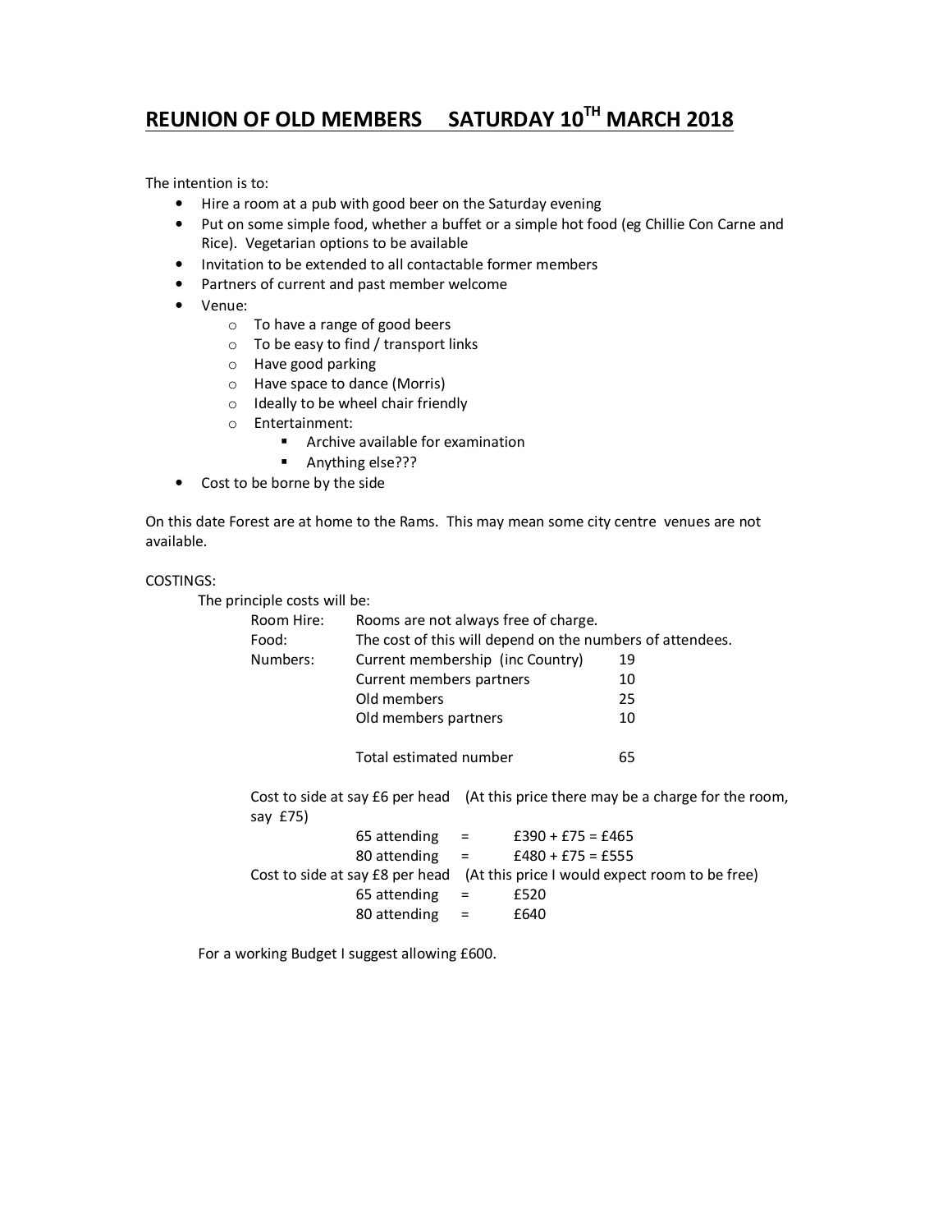# REUNION OF OLD MEMBERS  SATURDAY 10TH MARCH 2018

The intention is to:

- Hire a room at a pub with good beer on the Saturday evening
- Put on some simple food, whether a buffet or a simple hot food (eg Chillie Con Carne and Rice). Vegetarian options to be available
- Invitation to be extended to all contactable former members
- Partners of current and past member welcome
- Venue:
  - To have a range of good beers
  - To be easy to find / transport links
  - Have good parking
  - Have space to dance (Morris)
  - Ideally to be wheel chair friendly
  - Entertainment:
    - Archive available for examination
    - Anything else???
- Cost to be borne by the side

On this date Forest are at home to the Rams. This may mean some city centre venues are not available.

COSTINGS:

The principle costs will be:

| | | |
|---|---|---|
| Room Hire: | Rooms are not always free of charge. | |
| Food: | The cost of this will depend on the numbers of attendees. | |
| Numbers: | Current membership (inc Country) | 19 |
| | Current members partners | 10 |
| | Old members | 25 |
| | Old members partners | 10 |
| | | |
| | Total estimated number | 65 |

Cost to side at say £6 per head (At this price there may be a charge for the room, say £75)

| | | |
|---|---|---|
| 65 attending | = | £390 + £75 = £465 |
| 80 attending | = | £480 + £75 = £555 |

Cost to side at say £8 per head (At this price I would expect room to be free)

| | | |
|---|---|---|
| 65 attending | = | £520 |
| 80 attending | = | £640 |

For a working Budget I suggest allowing £600.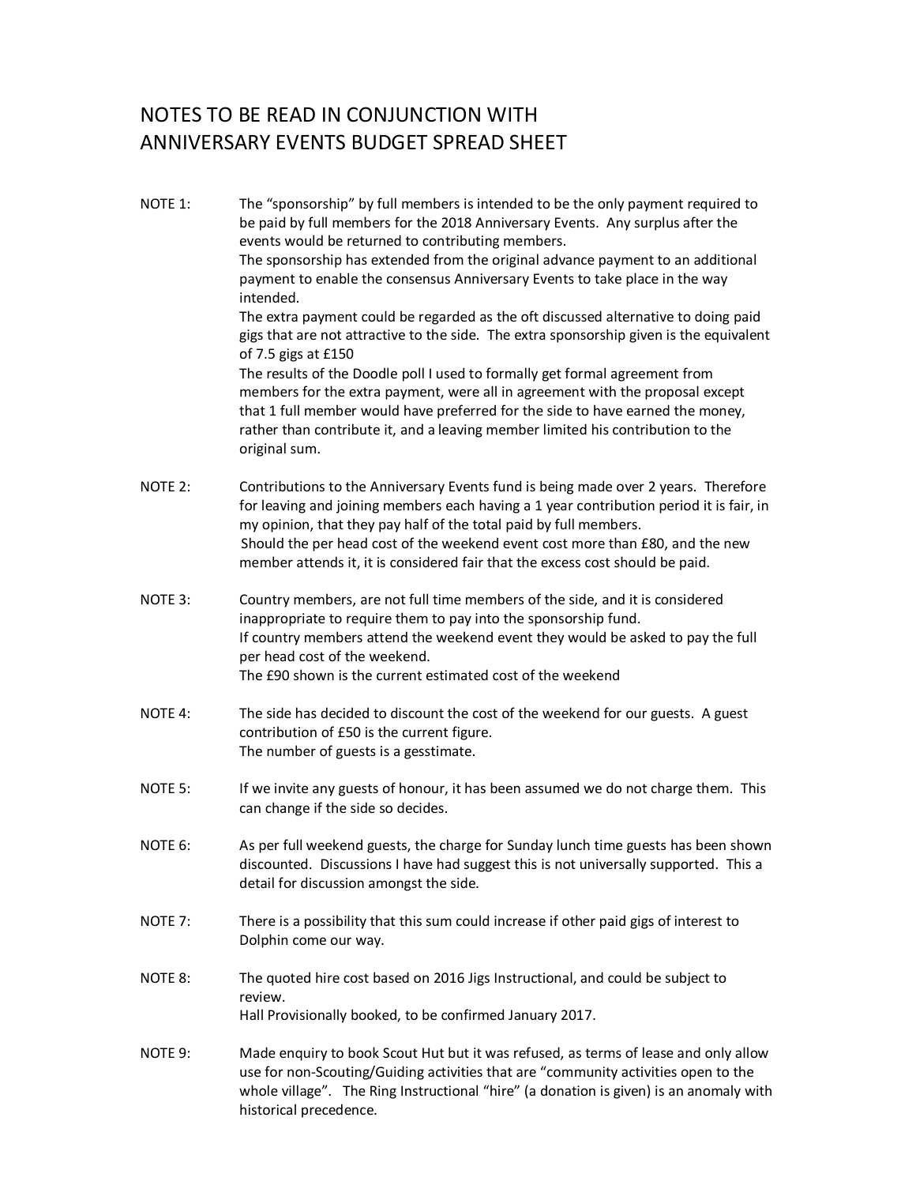# NOTES TO BE READ IN CONJUNCTION WITH ANNIVERSARY EVENTS BUDGET SPREAD SHEET

**NOTE 1:** The "sponsorship" by full members is intended to be the only payment required to be paid by full members for the 2018 Anniversary Events. Any surplus after the events would be returned to contributing members.
The sponsorship has extended from the original advance payment to an additional payment to enable the consensus Anniversary Events to take place in the way intended.
The extra payment could be regarded as the oft discussed alternative to doing paid gigs that are not attractive to the side. The extra sponsorship given is the equivalent of 7.5 gigs at £150
The results of the Doodle poll I used to formally get formal agreement from members for the extra payment, were all in agreement with the proposal except that 1 full member would have preferred for the side to have earned the money, rather than contribute it, and a leaving member limited his contribution to the original sum.

**NOTE 2:** Contributions to the Anniversary Events fund is being made over 2 years. Therefore for leaving and joining members each having a 1 year contribution period it is fair, in my opinion, that they pay half of the total paid by full members.
Should the per head cost of the weekend event cost more than £80, and the new member attends it, it is considered fair that the excess cost should be paid.

**NOTE 3:** Country members, are not full time members of the side, and it is considered inappropriate to require them to pay into the sponsorship fund.
If country members attend the weekend event they would be asked to pay the full per head cost of the weekend.
The £90 shown is the current estimated cost of the weekend

**NOTE 4:** The side has decided to discount the cost of the weekend for our guests. A guest contribution of £50 is the current figure.
The number of guests is a gesstimate.

**NOTE 5:** If we invite any guests of honour, it has been assumed we do not charge them. This can change if the side so decides.

**NOTE 6:** As per full weekend guests, the charge for Sunday lunch time guests has been shown discounted. Discussions I have had suggest this is not universally supported. This a detail for discussion amongst the side.

**NOTE 7:** There is a possibility that this sum could increase if other paid gigs of interest to Dolphin come our way.

**NOTE 8:** The quoted hire cost based on 2016 Jigs Instructional, and could be subject to review.
Hall Provisionally booked, to be confirmed January 2017.

**NOTE 9:** Made enquiry to book Scout Hut but it was refused, as terms of lease and only allow use for non-Scouting/Guiding activities that are "community activities open to the whole village". The Ring Instructional "hire" (a donation is given) is an anomaly with historical precedence.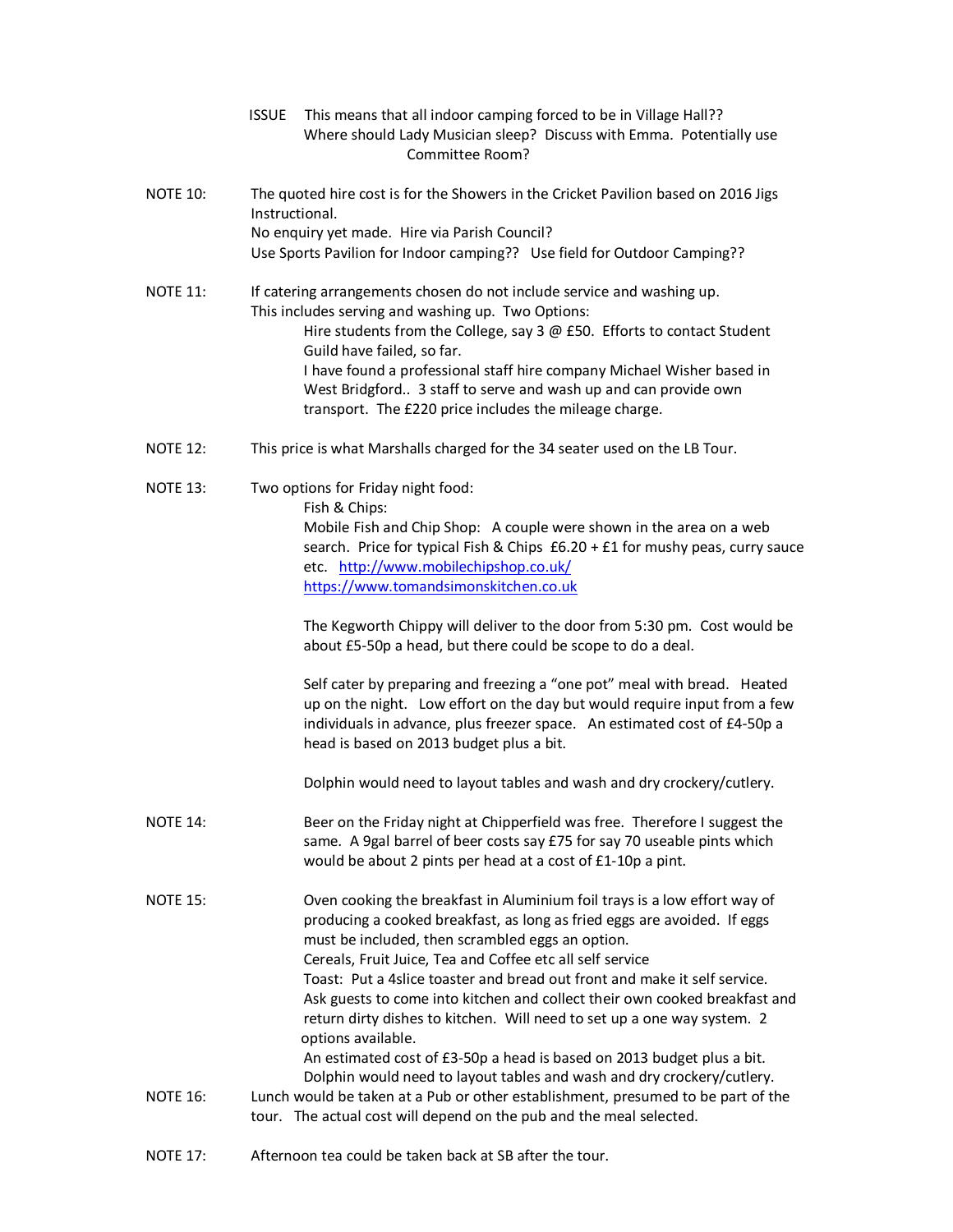ISSUE This means that all indoor camping forced to be in Village Hall??
Where should Lady Musician sleep? Discuss with Emma. Potentially use Committee Room?

**NOTE 10:** The quoted hire cost is for the Showers in the Cricket Pavilion based on 2016 Jigs Instructional.
No enquiry yet made. Hire via Parish Council?
Use Sports Pavilion for Indoor camping?? Use field for Outdoor Camping??

**NOTE 11:** If catering arrangements chosen do not include service and washing up.
This includes serving and washing up. Two Options:

- Hire students from the College, say 3 @ £50. Efforts to contact Student Guild have failed, so far.
- I have found a professional staff hire company Michael Wisher based in West Bridgford.. 3 staff to serve and wash up and can provide own transport. The £220 price includes the mileage charge.

**NOTE 12:** This price is what Marshalls charged for the 34 seater used on the LB Tour.

**NOTE 13:** Two options for Friday night food:

Fish & Chips:
Mobile Fish and Chip Shop: A couple were shown in the area on a web search. Price for typical Fish & Chips £6.20 + £1 for mushy peas, curry sauce etc. http://www.mobilechipshop.co.uk/
https://www.tomandsimonskitchen.co.uk

The Kegworth Chippy will deliver to the door from 5:30 pm. Cost would be about £5-50p a head, but there could be scope to do a deal.

Self cater by preparing and freezing a "one pot" meal with bread. Heated up on the night. Low effort on the day but would require input from a few individuals in advance, plus freezer space. An estimated cost of £4-50p a head is based on 2013 budget plus a bit.

Dolphin would need to layout tables and wash and dry crockery/cutlery.

**NOTE 14:** Beer on the Friday night at Chipperfield was free. Therefore I suggest the same. A 9gal barrel of beer costs say £75 for say 70 useable pints which would be about 2 pints per head at a cost of £1-10p a pint.

**NOTE 15:** Oven cooking the breakfast in Aluminium foil trays is a low effort way of producing a cooked breakfast, as long as fried eggs are avoided. If eggs must be included, then scrambled eggs an option.
Cereals, Fruit Juice, Tea and Coffee etc all self service
Toast: Put a 4slice toaster and bread out front and make it self service.
Ask guests to come into kitchen and collect their own cooked breakfast and return dirty dishes to kitchen. Will need to set up a one way system. 2 options available.
An estimated cost of £3-50p a head is based on 2013 budget plus a bit.
Dolphin would need to layout tables and wash and dry crockery/cutlery.

**NOTE 16:** Lunch would be taken at a Pub or other establishment, presumed to be part of the tour. The actual cost will depend on the pub and the meal selected.

**NOTE 17:** Afternoon tea could be taken back at SB after the tour.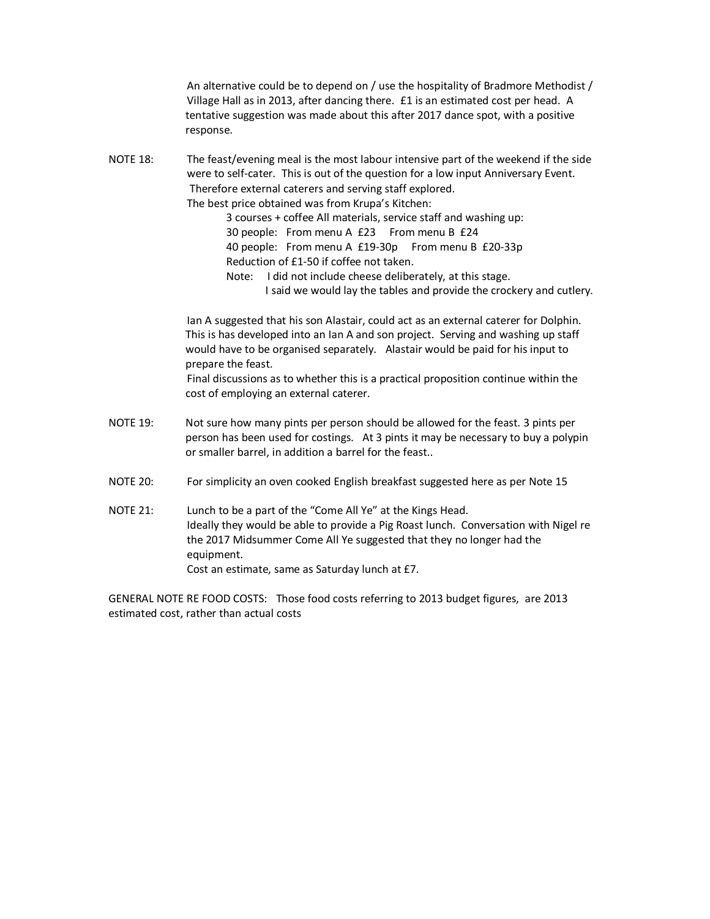An alternative could be to depend on / use the hospitality of Bradmore Methodist / Village Hall as in 2013, after dancing there. £1 is an estimated cost per head. A tentative suggestion was made about this after 2017 dance spot, with a positive response.

**NOTE 18:** The feast/evening meal is the most labour intensive part of the weekend if the side were to self-cater. This is out of the question for a low input Anniversary Event. Therefore external caterers and serving staff explored.
The best price obtained was from Krupa's Kitchen:

> 3 courses + coffee All materials, service staff and washing up:
> 30 people: From menu A £23 From menu B £24
> 40 people: From menu A £19-30p From menu B £20-33p
> Reduction of £1-50 if coffee not taken.
> Note: I did not include cheese deliberately, at this stage.
> I said we would lay the tables and provide the crockery and cutlery.

Ian A suggested that his son Alastair, could act as an external caterer for Dolphin. This is has developed into an Ian A and son project. Serving and washing up staff would have to be organised separately. Alastair would be paid for his input to prepare the feast.
Final discussions as to whether this is a practical proposition continue within the cost of employing an external caterer.

**NOTE 19:** Not sure how many pints per person should be allowed for the feast. 3 pints per person has been used for costings. At 3 pints it may be necessary to buy a polypin or smaller barrel, in addition a barrel for the feast..

**NOTE 20:** For simplicity an oven cooked English breakfast suggested here as per Note 15

**NOTE 21:** Lunch to be a part of the "Come All Ye" at the Kings Head.
Ideally they would be able to provide a Pig Roast lunch. Conversation with Nigel re the 2017 Midsummer Come All Ye suggested that they no longer had the equipment.
Cost an estimate, same as Saturday lunch at £7.

GENERAL NOTE RE FOOD COSTS: Those food costs referring to 2013 budget figures, are 2013 estimated cost, rather than actual costs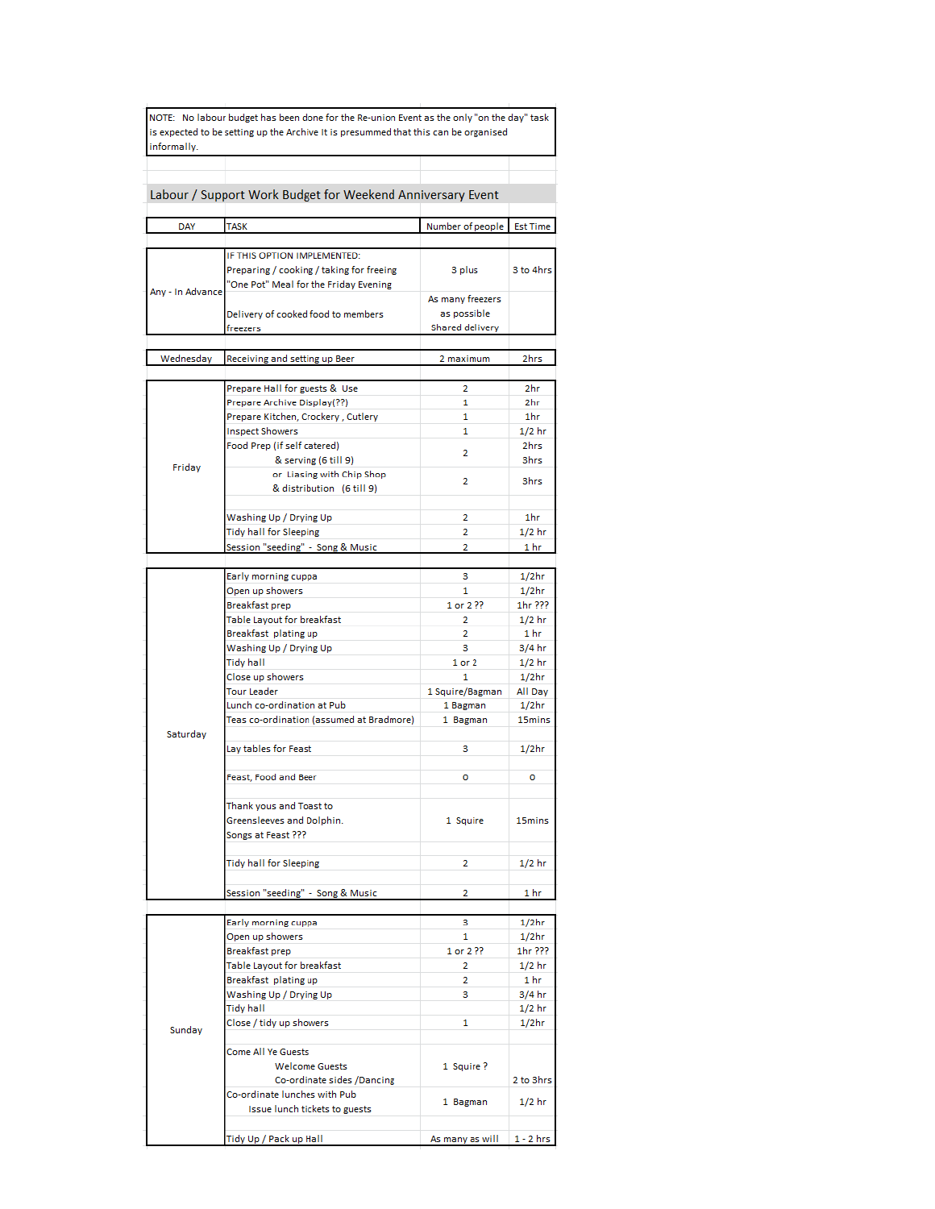NOTE: No labour budget has been done for the Re-union Event as the only "on the day" task is expected to be setting up the Archive It is presummed that this can be organised informally.

## Labour / Support Work Budget for Weekend Anniversary Event

| DAY | TASK | Number of people | Est Time |
|---|---|---|---|
| Any - In Advance | IF THIS OPTION IMPLEMENTED: Preparing / cooking / taking for freeing "One Pot" Meal for the Friday Evening | 3 plus | 3 to 4hrs |
| | Delivery of cooked food to members freezers | As many freezers as possible Shared delivery | |
| Wednesday | Receiving and setting up Beer | 2 maximum | 2hrs |
| Friday | Prepare Hall for guests & Use | 2 | 2hr |
| | Prepare Archive Display(??) | 1 | 2hr |
| | Prepare Kitchen, Crockery , Cutlery | 1 | 1hr |
| | Inspect Showers | 1 | 1/2 hr |
| | Food Prep (if self catered) | 2 | 2hrs |
| | & serving (6 till 9) | | 3hrs |
| | or Liasing with Chip Shop & distribution (6 till 9) | 2 | 3hrs |
| | Washing Up / Drying Up | 2 | 1hr |
| | Tidy hall for Sleeping | 2 | 1/2 hr |
| | Session "seeding" - Song & Music | 2 | 1 hr |
| Saturday | Early morning cuppa | 3 | 1/2hr |
| | Open up showers | 1 | 1/2hr |
| | Breakfast prep | 1 or 2 ?? | 1hr ??? |
| | Table Layout for breakfast | 2 | 1/2 hr |
| | Breakfast plating up | 2 | 1 hr |
| | Washing Up / Drying Up | 3 | 3/4 hr |
| | Tidy hall | 1 or 2 | 1/2 hr |
| | Close up showers | 1 | 1/2hr |
| | Tour Leader | 1 Squire/Bagman | All Day |
| | Lunch co-ordination at Pub | 1 Bagman | 1/2hr |
| | Teas co-ordination (assumed at Bradmore) | 1 Bagman | 15mins |
| | Lay tables for Feast | 3 | 1/2hr |
| | Feast, Food and Beer | 0 | 0 |
| | Thank yous and Toast to Greensleeves and Dolphin. Songs at Feast ??? | 1 Squire | 15mins |
| | Tidy hall for Sleeping | 2 | 1/2 hr |
| | Session "seeding" - Song & Music | 2 | 1 hr |
| Sunday | Early morning cuppa | 3 | 1/2hr |
| | Open up showers | 1 | 1/2hr |
| | Breakfast prep | 1 or 2 ?? | 1hr ??? |
| | Table Layout for breakfast | 2 | 1/2 hr |
| | Breakfast plating up | 2 | 1 hr |
| | Washing Up / Drying Up | 3 | 3/4 hr |
| | Tidy hall | | 1/2 hr |
| | Close / tidy up showers | 1 | 1/2hr |
| | Come All Ye Guests Welcome Guests Co-ordinate sides /Dancing | 1 Squire ? | 2 to 3hrs |
| | Co-ordinate lunches with Pub Issue lunch tickets to guests | 1 Bagman | 1/2 hr |
| | Tidy Up / Pack up Hall | As many as will | 1 - 2 hrs |